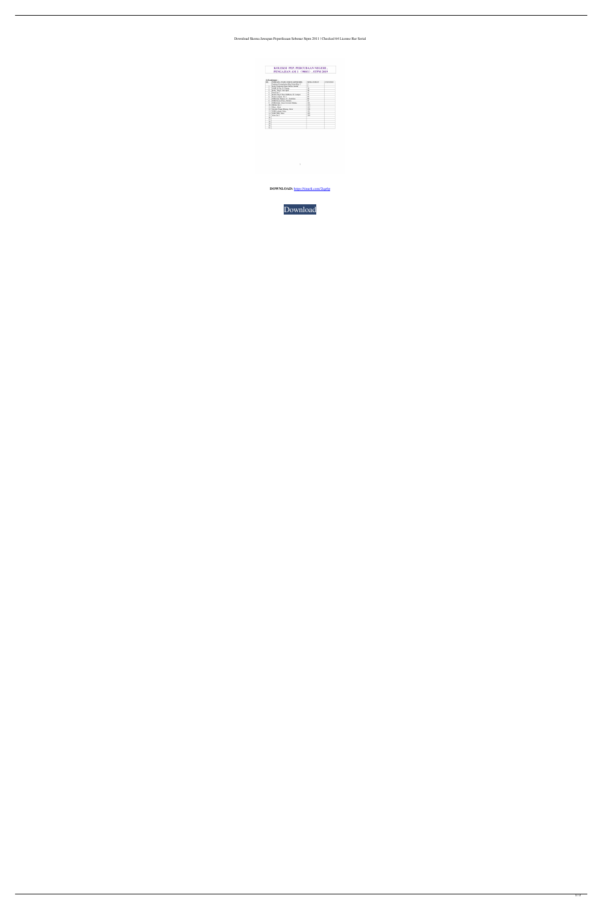Download Skema Jawapan Peperiksaan Sebenar Stpm 2011 | Checked 64 License Rar Serial

**KOLEKSI PEP. PERCUBAAN NEGERI , PENGAJIAN AM 1 (900/1) - STPM 2019**

**DOWNLOAD:** https://tinurli.com/2iqa6p

Download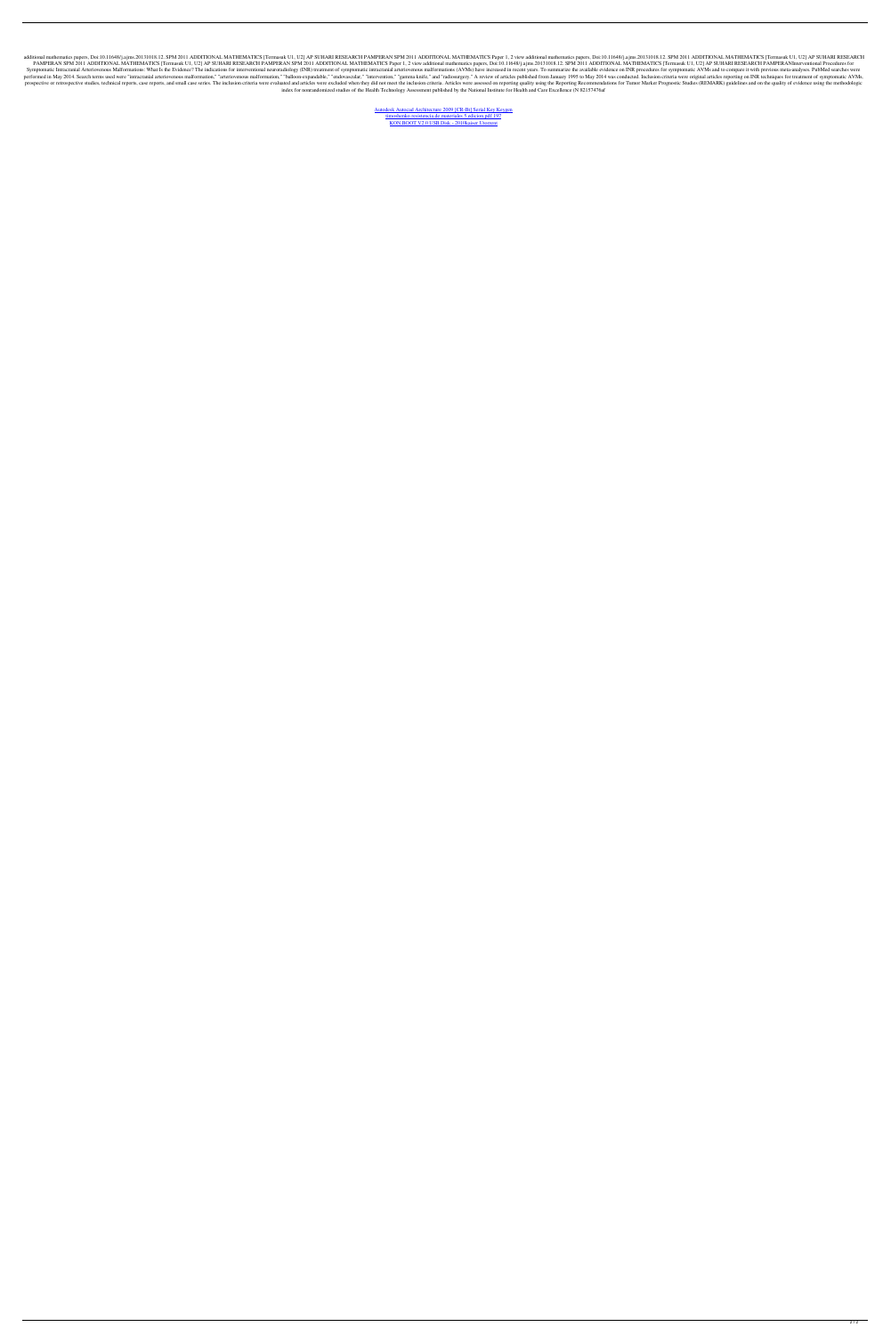additional mathematics papers, Doi:10.11648/j.ajms.20131018.12. SPM 2011 ADDITIONAL MATHEMATICS [Termasuk U1, U2] AP SUHARI RESEARCH PAMPERAN SPM 2011 ADDITIONAL MATHEMATICS Paper 1, 2 view additional mathematics papers, Doi:10.11648/j.ajms.20131018.12. SPM 2011 ADDITIONAL MATHEMATICS [Termasuk U1, U2] AP SUHARI RESEARCH PAMPERAN SPM 2011 ADDITIONAL MATHEMATICS [Termasuk U1, U2] AP SUHARI RESEARCH PAMPERAN SPM 2011 ADDITIONAL MATHEMATICS Paper 1, 2 view additional mathematics papers, Doi:10.11648/j.ajms.20131018.12. SPM 2011 ADDITIONAL MATHEMATICS [Termasuk U1, U2] AP SUHARI RESEARCH PAMPERANInterventional Procedures for Symptomatic Intracranial Arteriovenous Malformations: What Is the Evidence? The indications for interventional neuroradiology (INR) treatment of symptomatic intracranial arteriovenous malformations (AVMs) have increased in recent years. To summarize the available evidence on INR procedures for symptomatic AVMs and to compare it with previous meta-analyses. PubMed searches were performed in May 2014. Search terms used were "intracranial arteriovenous malformation," "arteriovenous malformation," "balloon-expandable," "endovascular," "intervention," "gamma knife," and "radiosurgery." A review of articles published from January 1995 to May 2014 was conducted. Inclusion criteria were original articles reporting on INR techniques for treatment of symptomatic AVMs, prospective or retrospective studies, technical reports, case reports, and small case series. The inclusion criteria were evaluated and articles were excluded when they did not meet the inclusion criteria. Articles were assessed on reporting quality using the Reporting Recommendations for Tumor Marker Prognostic Studies (REMARK) guidelines and on the quality of evidence using the methodologic index for nonrandomized studies of the Health Technology Assessment published by the National Institute for Health and Care Excellence (N 82157476af

[Autodesk Autocad Architecture 2009 [CR-Bt] Serial Key Keygen](#)
[timoshenko resistencia de materiales 5 edicion pdf 197](#)
[KON BOOT V2.0 USB Disk - 2018.kaiser Utorrent](#)